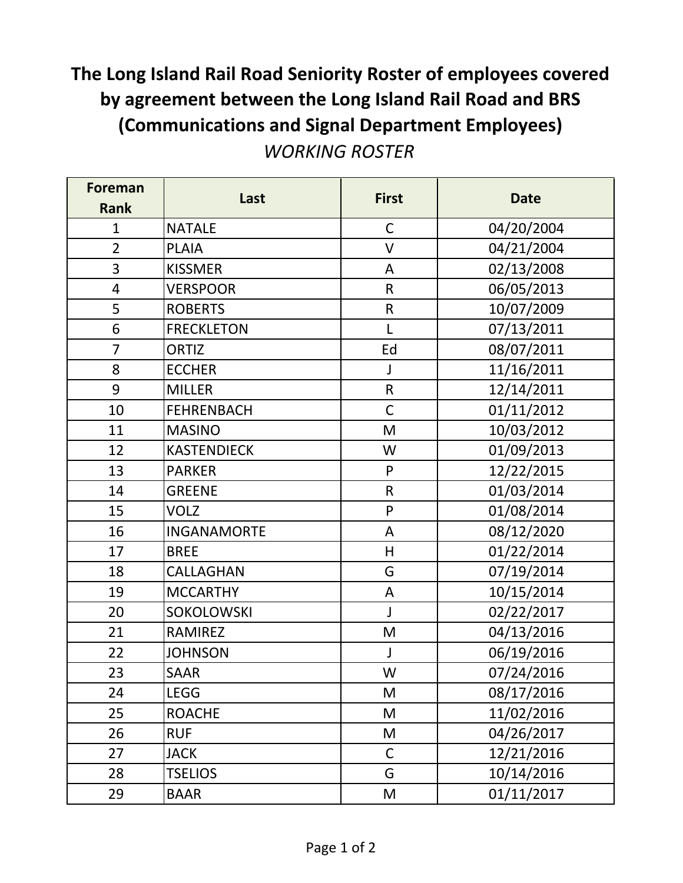# The Long Island Rail Road Seniority Roster of employees covered by agreement between the Long Island Rail Road and BRS (Communications and Signal Department Employees)

*WORKING ROSTER*

| Foreman Rank | Last | First | Date |
|---|---|---|---|
| 1 | NATALE | C | 04/20/2004 |
| 2 | PLAIA | V | 04/21/2004 |
| 3 | KISSMER | A | 02/13/2008 |
| 4 | VERSPOOR | R | 06/05/2013 |
| 5 | ROBERTS | R | 10/07/2009 |
| 6 | FRECKLETON | L | 07/13/2011 |
| 7 | ORTIZ | Ed | 08/07/2011 |
| 8 | ECCHER | J | 11/16/2011 |
| 9 | MILLER | R | 12/14/2011 |
| 10 | FEHRENBACH | C | 01/11/2012 |
| 11 | MASINO | M | 10/03/2012 |
| 12 | KASTENDIECK | W | 01/09/2013 |
| 13 | PARKER | P | 12/22/2015 |
| 14 | GREENE | R | 01/03/2014 |
| 15 | VOLZ | P | 01/08/2014 |
| 16 | INGANAMORTE | A | 08/12/2020 |
| 17 | BREE | H | 01/22/2014 |
| 18 | CALLAGHAN | G | 07/19/2014 |
| 19 | MCCARTHY | A | 10/15/2014 |
| 20 | SOKOLOWSKI | J | 02/22/2017 |
| 21 | RAMIREZ | M | 04/13/2016 |
| 22 | JOHNSON | J | 06/19/2016 |
| 23 | SAAR | W | 07/24/2016 |
| 24 | LEGG | M | 08/17/2016 |
| 25 | ROACHE | M | 11/02/2016 |
| 26 | RUF | M | 04/26/2017 |
| 27 | JACK | C | 12/21/2016 |
| 28 | TSELIOS | G | 10/14/2016 |
| 29 | BAAR | M | 01/11/2017 |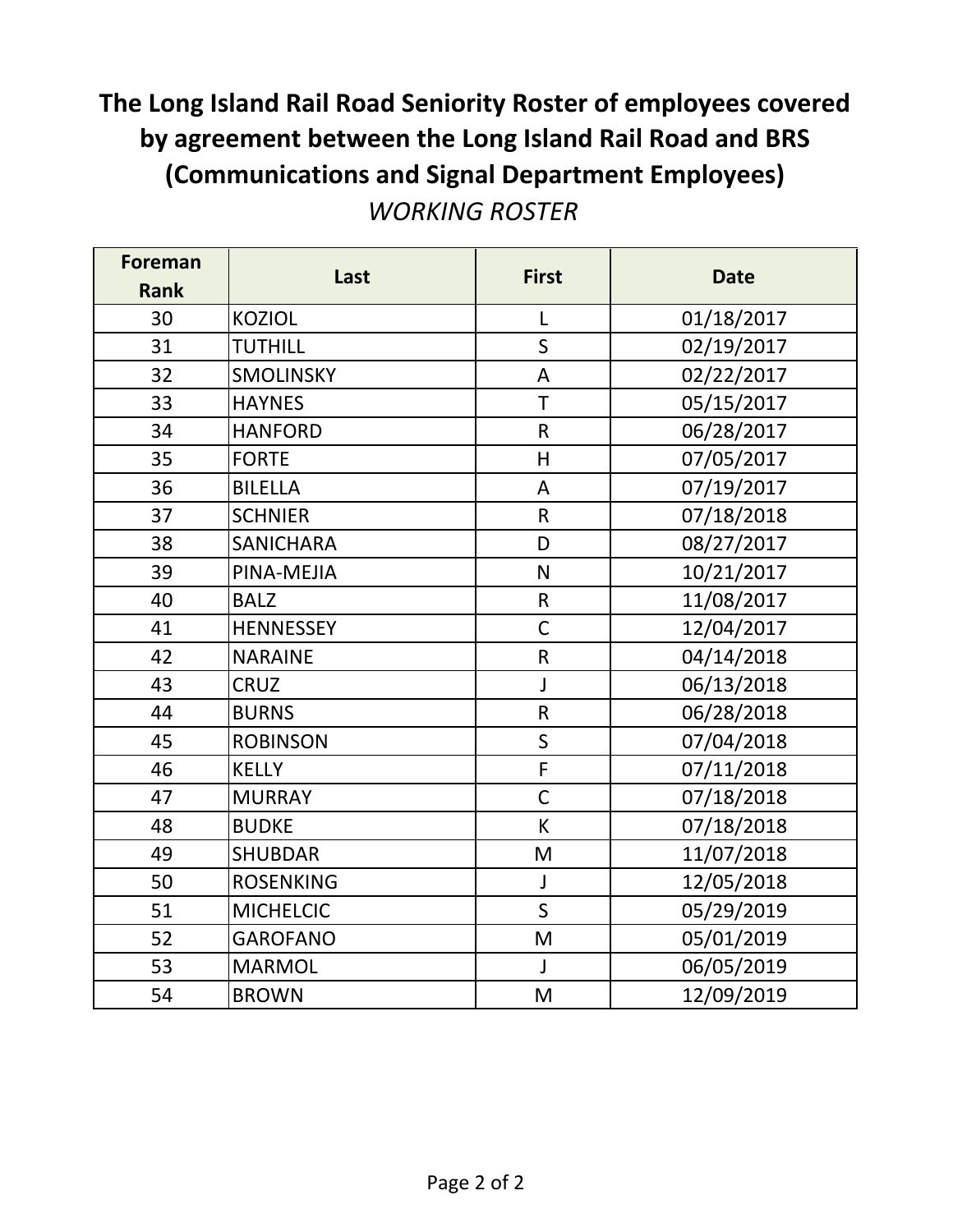# The Long Island Rail Road Seniority Roster of employees covered by agreement between the Long Island Rail Road and BRS (Communications and Signal Department Employees)

*WORKING ROSTER*

| Foreman Rank | Last | First | Date |
|---|---|---|---|
| 30 | KOZIOL | L | 01/18/2017 |
| 31 | TUTHILL | S | 02/19/2017 |
| 32 | SMOLINSKY | A | 02/22/2017 |
| 33 | HAYNES | T | 05/15/2017 |
| 34 | HANFORD | R | 06/28/2017 |
| 35 | FORTE | H | 07/05/2017 |
| 36 | BILELLA | A | 07/19/2017 |
| 37 | SCHNIER | R | 07/18/2018 |
| 38 | SANICHARA | D | 08/27/2017 |
| 39 | PINA-MEJIA | N | 10/21/2017 |
| 40 | BALZ | R | 11/08/2017 |
| 41 | HENNESSEY | C | 12/04/2017 |
| 42 | NARAINE | R | 04/14/2018 |
| 43 | CRUZ | J | 06/13/2018 |
| 44 | BURNS | R | 06/28/2018 |
| 45 | ROBINSON | S | 07/04/2018 |
| 46 | KELLY | F | 07/11/2018 |
| 47 | MURRAY | C | 07/18/2018 |
| 48 | BUDKE | K | 07/18/2018 |
| 49 | SHUBDAR | M | 11/07/2018 |
| 50 | ROSENKING | J | 12/05/2018 |
| 51 | MICHELCIC | S | 05/29/2019 |
| 52 | GAROFANO | M | 05/01/2019 |
| 53 | MARMOL | J | 06/05/2019 |
| 54 | BROWN | M | 12/09/2019 |